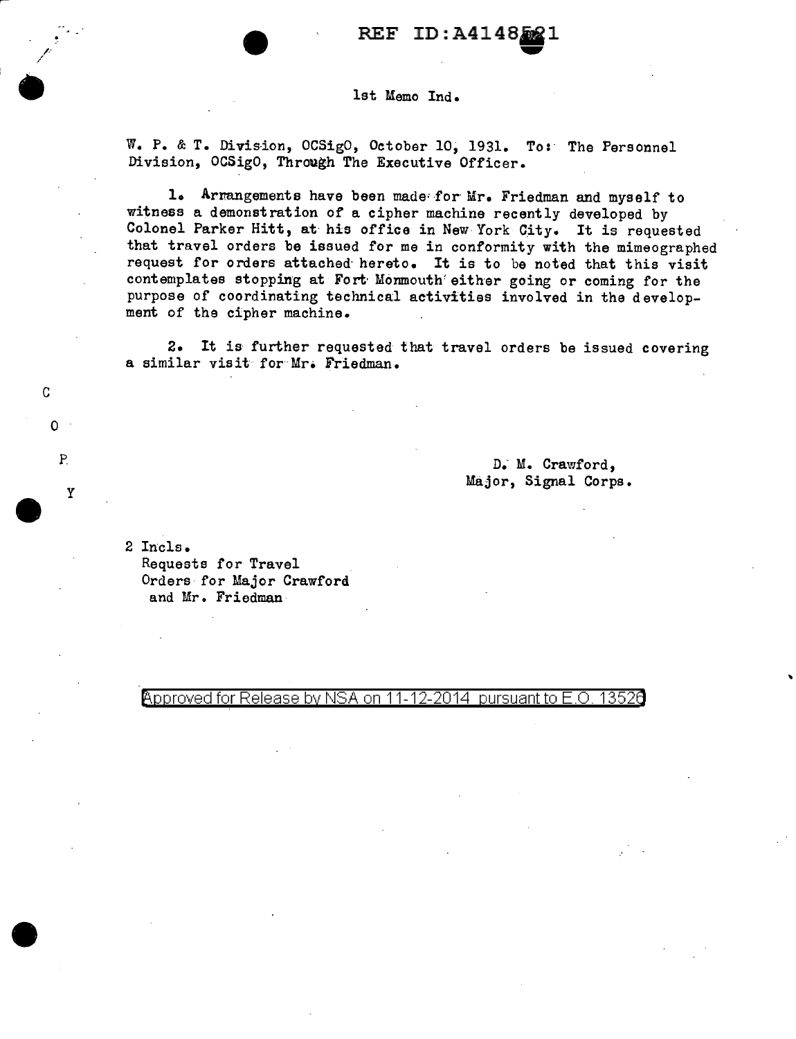REF ID:A4148521

1st Memo Ind.

W. P. & T. Division, OCSigO, October 10, 1931. To: The Personnel Division, OCSigO, Through The Executive Officer.

1. Arrangements have been made for Mr. Friedman and myself to witness a demonstration of a cipher machine recently developed by Colonel Parker Hitt, at his office in New York City. It is requested that travel orders be issued for me in conformity with the mimeographed request for orders attached hereto. It is to be noted that this visit contemplates stopping at Fort Monmouth either going or coming for the purpose of coordinating technical activities involved in the development of the cipher machine.

2. It is further requested that travel orders be issued covering a similar visit for Mr. Friedman.

C
O
P
Y

D. M. Crawford,
Major, Signal Corps.

2 Incls.
Requests for Travel
Orders for Major Crawford
and Mr. Friedman

Approved for Release by NSA on 11-12-2014 pursuant to E.O. 13526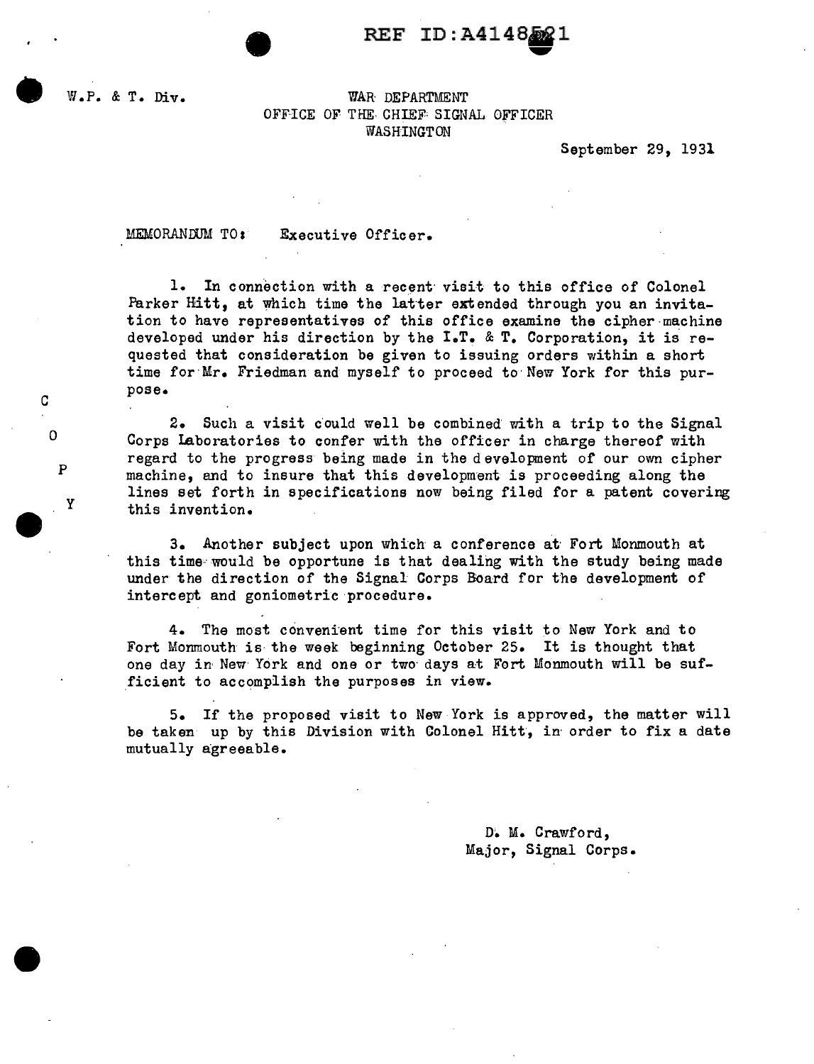W.P. & T. Div.

WAR DEPARTMENT
OFFICE OF THE CHIEF SIGNAL OFFICER
WASHINGTON

September 29, 1931

MEMORANDUM TO: Executive Officer.

1. In connection with a recent visit to this office of Colonel Parker Hitt, at which time the latter extended through you an invitation to have representatives of this office examine the cipher machine developed under his direction by the I.T. & T. Corporation, it is requested that consideration be given to issuing orders within a short time for Mr. Friedman and myself to proceed to New York for this purpose.

2. Such a visit could well be combined with a trip to the Signal Corps Laboratories to confer with the officer in charge thereof with regard to the progress being made in the development of our own cipher machine, and to insure that this development is proceeding along the lines set forth in specifications now being filed for a patent covering this invention.

3. Another subject upon which a conference at Fort Monmouth at this time would be opportune is that dealing with the study being made under the direction of the Signal Corps Board for the development of intercept and goniometric procedure.

4. The most convenient time for this visit to New York and to Fort Monmouth is the week beginning October 25. It is thought that one day in New York and one or two days at Fort Monmouth will be sufficient to accomplish the purposes in view.

5. If the proposed visit to New York is approved, the matter will be taken up by this Division with Colonel Hitt, in order to fix a date mutually agreeable.

D. M. Crawford,
Major, Signal Corps.

C O P Y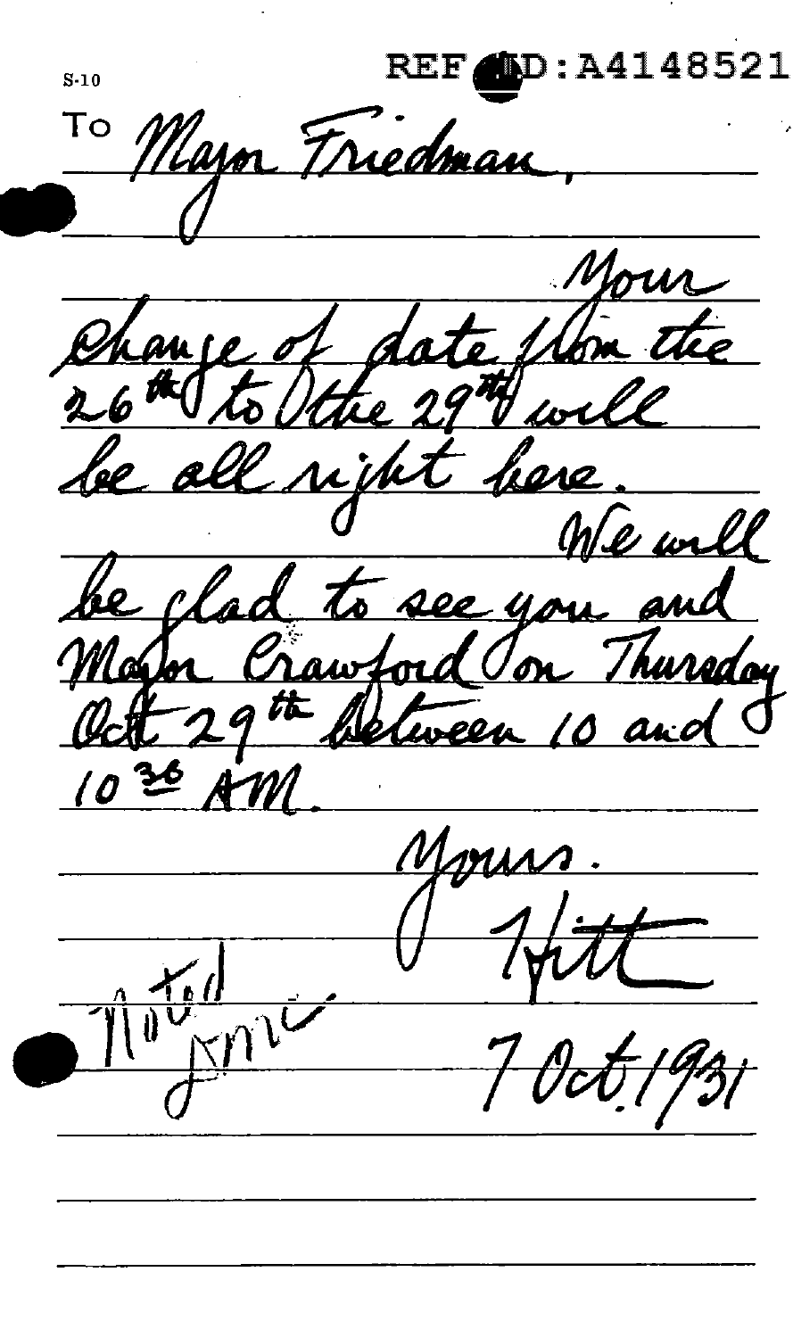REF ID:A4148521

S-10

To Major Friedman,

Your change of date from the 26th to the 29th will be all right here.

We will be glad to see you and Major Crawford on Thursday Oct 29th between 10 and 10^30 AM.

Yours.

Hitt

Noted
WFF

7 Oct. 1931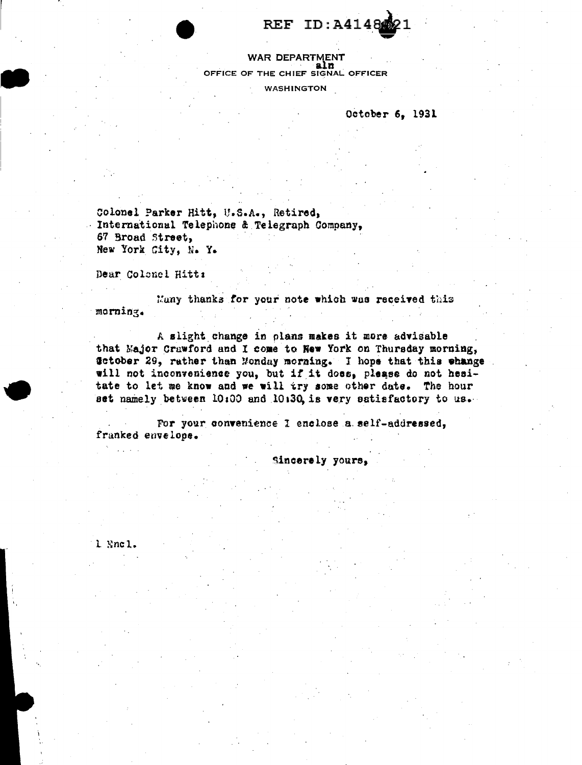REF ID:A4148821

WAR DEPARTMENT
aln
OFFICE OF THE CHIEF SIGNAL OFFICER
WASHINGTON

October 6, 1931

Colonel Parker Hitt, U.S.A., Retired,
International Telephone & Telegraph Company,
67 Broad Street,
New York City, N. Y.

Dear Colonel Hitt:

Many thanks for your note which was received this morning.

A slight change in plans makes it more advisable that Major Crawford and I come to New York on Thursday morning, October 29, rather than Monday morning. I hope that this change will not inconvenience you, but if it does, please do not hesitate to let me know and we will try some other date. The hour set namely between 10:00 and 10:30, is very satisfactory to us.

For your convenience I enclose a self-addressed, franked envelope.

Sincerely yours,

1 Encl.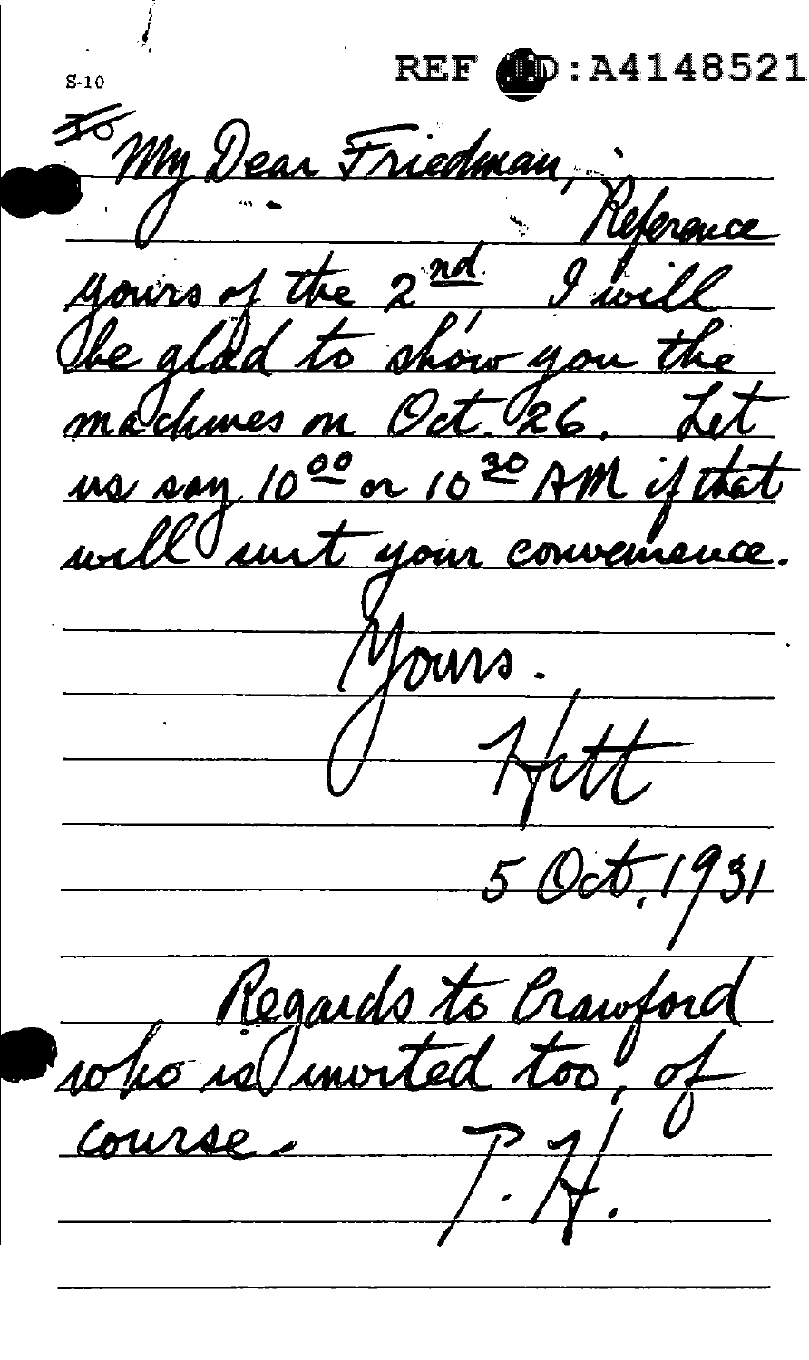S-10

REF ID:A4148521

My Dear Friedman,

Reference yours of the 2nd. I will be glad to show you the machines on Oct. 26. Let us say 10[00] or 10[30] AM if that will suit your convenience.

Yours.

Hitt

5 Oct. 1931

Regards to Crawford who is invited too, of course. — P.H.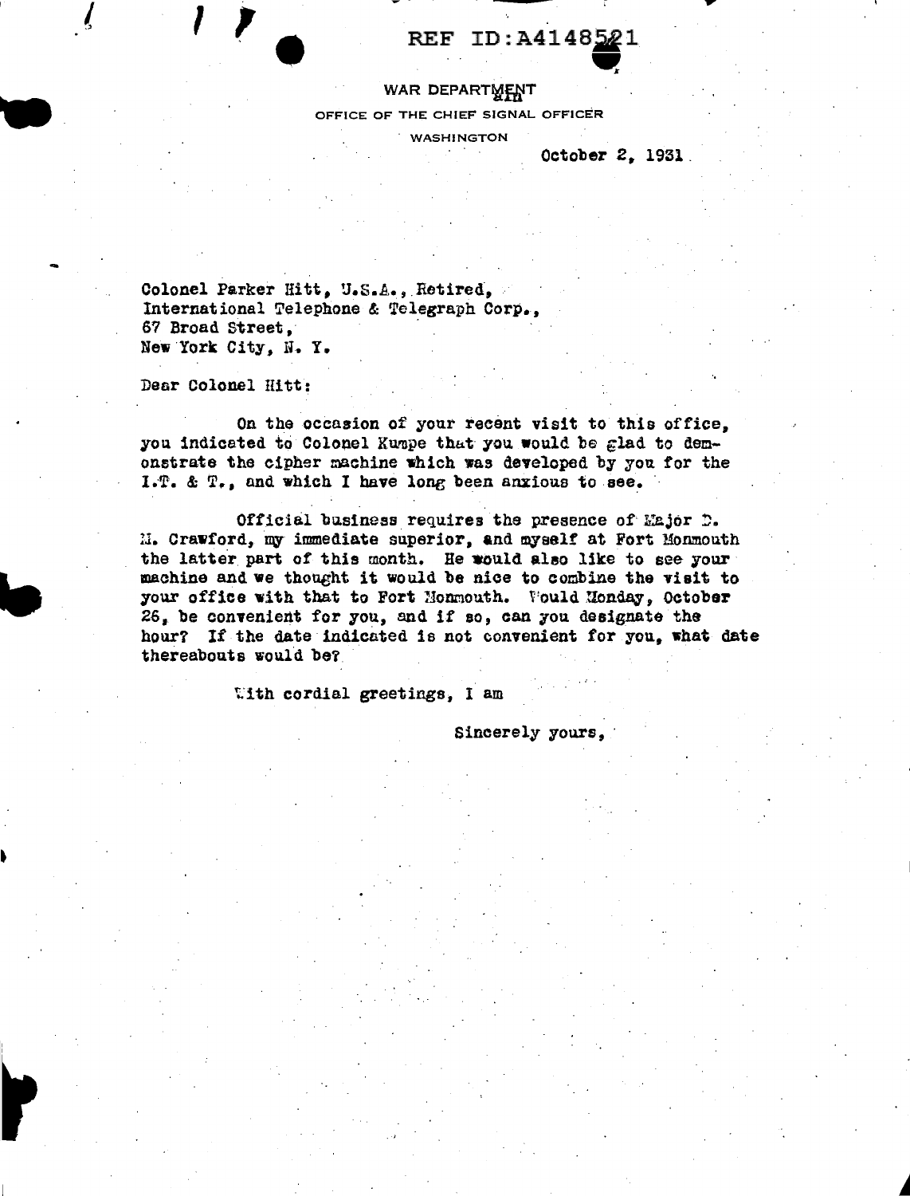REF ID:A4148521

WAR DEPARTMENT
OFFICE OF THE CHIEF SIGNAL OFFICER
WASHINGTON

October 2, 1931

Colonel Parker Hitt, U.S.A., Retired,
International Telephone & Telegraph Corp.,
67 Broad Street,
New York City, N. Y.

Dear Colonel Hitt:

On the occasion of your recent visit to this office, you indicated to Colonel Kumpe that you would be glad to demonstrate the cipher machine which was developed by you for the I.T. & T., and which I have long been anxious to see.

Official business requires the presence of Major D. M. Crawford, my immediate superior, and myself at Fort Monmouth the latter part of this month. He would also like to see your machine and we thought it would be nice to combine the visit to your office with that to Fort Monmouth. Would Monday, October 26, be convenient for you, and if so, can you designate the hour? If the date indicated is not convenient for you, what date thereabouts would be?

With cordial greetings, I am

Sincerely yours,